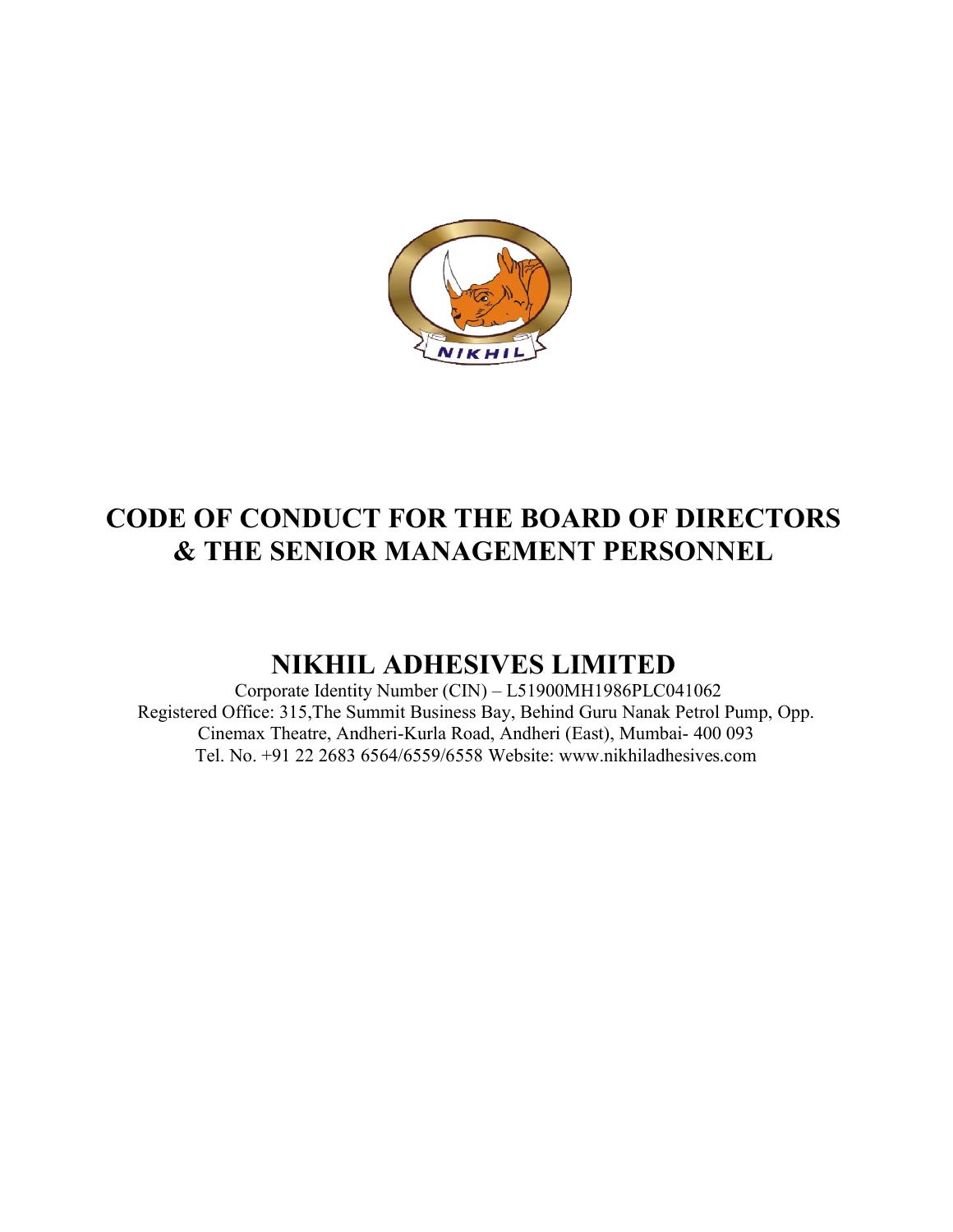# CODE OF CONDUCT FOR THE BOARD OF DIRECTORS & THE SENIOR MANAGEMENT PERSONNEL

## NIKHIL ADHESIVES LIMITED

Corporate Identity Number (CIN) – L51900MH1986PLC041062
Registered Office: 315,The Summit Business Bay, Behind Guru Nanak Petrol Pump, Opp. Cinemax Theatre, Andheri-Kurla Road, Andheri (East), Mumbai- 400 093
Tel. No. +91 22 2683 6564/6559/6558 Website: www.nikhiladhesives.com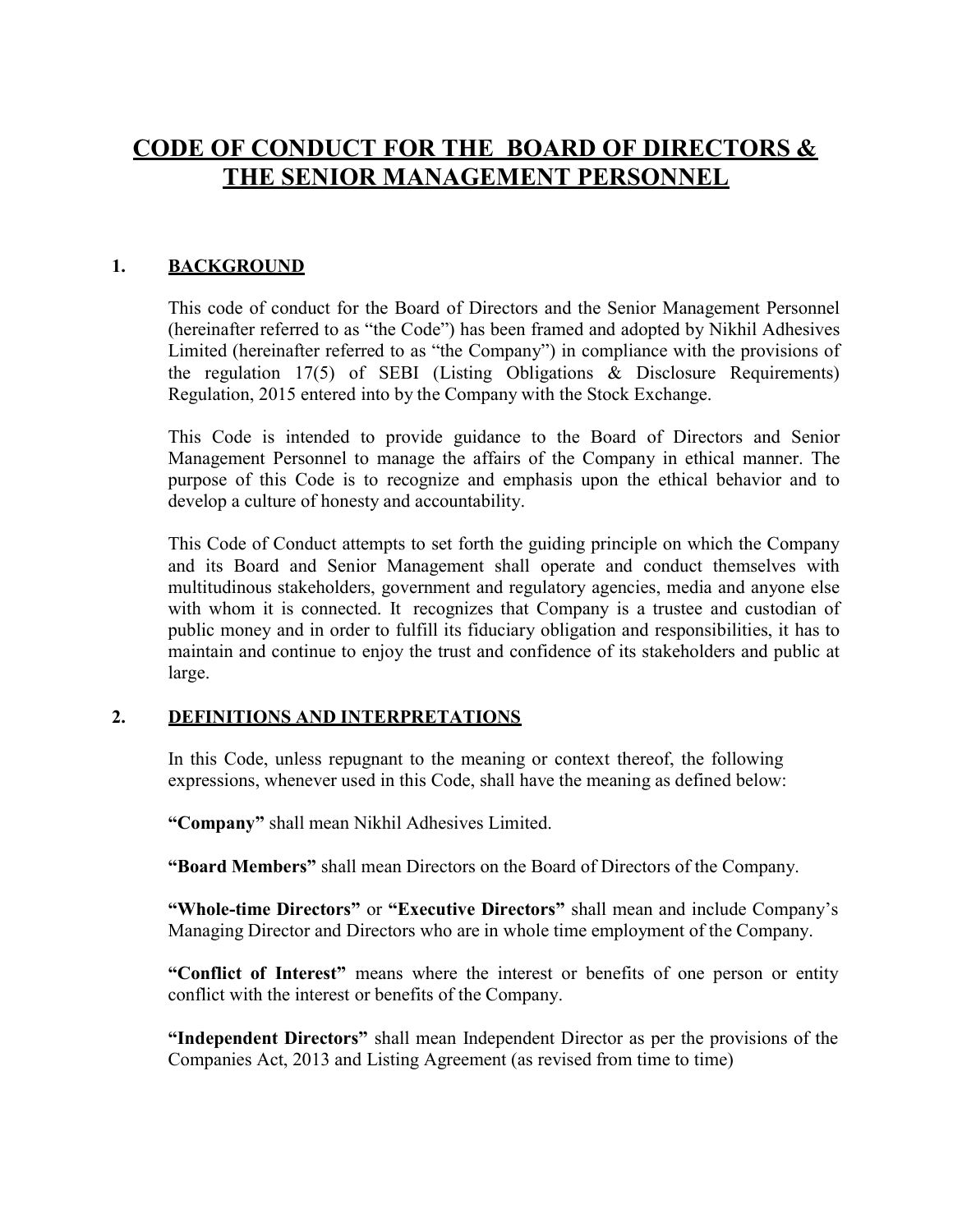# CODE OF CONDUCT FOR THE BOARD OF DIRECTORS & THE SENIOR MANAGEMENT PERSONNEL

## 1. BACKGROUND

This code of conduct for the Board of Directors and the Senior Management Personnel (hereinafter referred to as "the Code") has been framed and adopted by Nikhil Adhesives Limited (hereinafter referred to as "the Company") in compliance with the provisions of the regulation 17(5) of SEBI (Listing Obligations & Disclosure Requirements) Regulation, 2015 entered into by the Company with the Stock Exchange.

This Code is intended to provide guidance to the Board of Directors and Senior Management Personnel to manage the affairs of the Company in ethical manner. The purpose of this Code is to recognize and emphasis upon the ethical behavior and to develop a culture of honesty and accountability.

This Code of Conduct attempts to set forth the guiding principle on which the Company and its Board and Senior Management shall operate and conduct themselves with multitudinous stakeholders, government and regulatory agencies, media and anyone else with whom it is connected. It recognizes that Company is a trustee and custodian of public money and in order to fulfill its fiduciary obligation and responsibilities, it has to maintain and continue to enjoy the trust and confidence of its stakeholders and public at large.

## 2. DEFINITIONS AND INTERPRETATIONS

In this Code, unless repugnant to the meaning or context thereof, the following expressions, whenever used in this Code, shall have the meaning as defined below:

**"Company"** shall mean Nikhil Adhesives Limited.

**"Board Members"** shall mean Directors on the Board of Directors of the Company.

**"Whole-time Directors"** or **"Executive Directors"** shall mean and include Company's Managing Director and Directors who are in whole time employment of the Company.

**"Conflict of Interest"** means where the interest or benefits of one person or entity conflict with the interest or benefits of the Company.

**"Independent Directors"** shall mean Independent Director as per the provisions of the Companies Act, 2013 and Listing Agreement (as revised from time to time)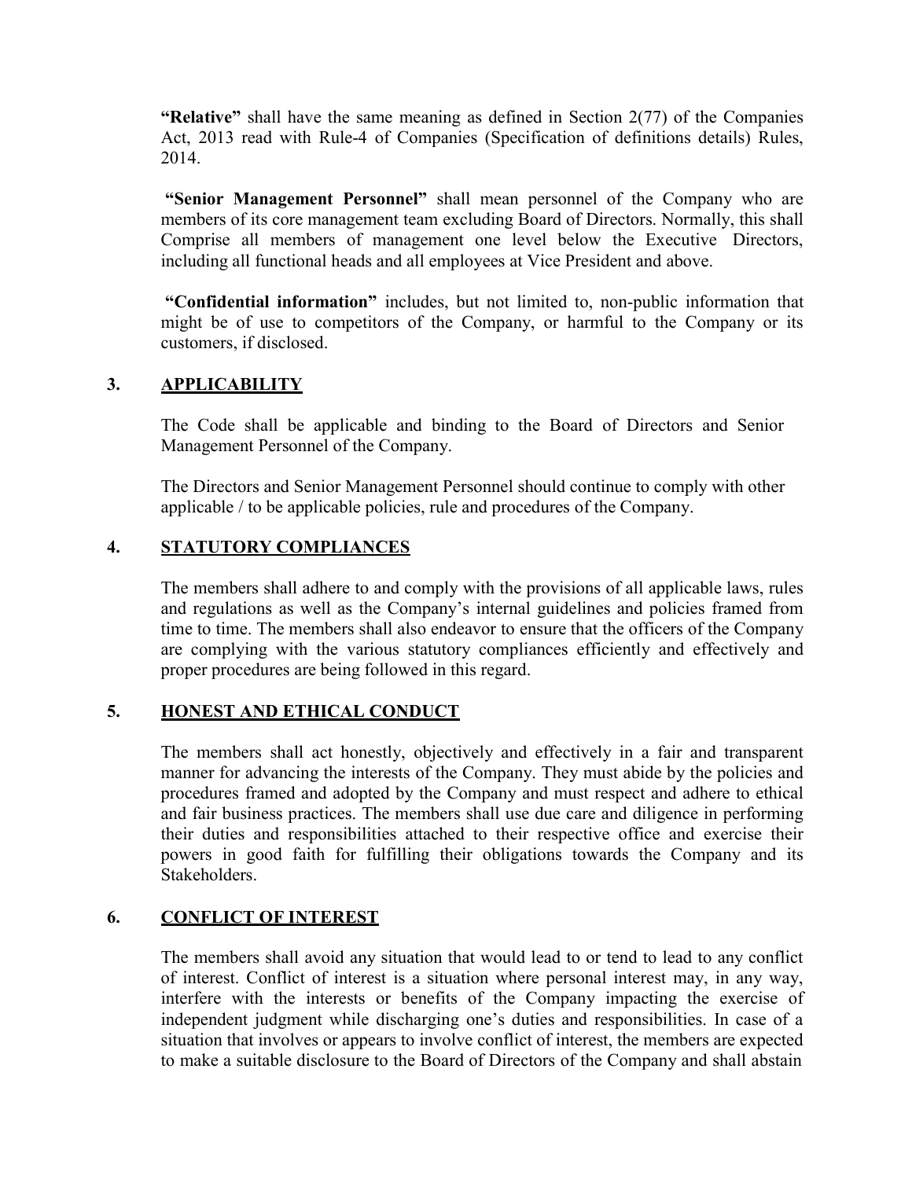**"Relative"** shall have the same meaning as defined in Section 2(77) of the Companies Act, 2013 read with Rule-4 of Companies (Specification of definitions details) Rules, 2014.

**"Senior Management Personnel"** shall mean personnel of the Company who are members of its core management team excluding Board of Directors. Normally, this shall Comprise all members of management one level below the Executive Directors, including all functional heads and all employees at Vice President and above.

**"Confidential information"** includes, but not limited to, non-public information that might be of use to competitors of the Company, or harmful to the Company or its customers, if disclosed.

## 3. APPLICABILITY

The Code shall be applicable and binding to the Board of Directors and Senior Management Personnel of the Company.

The Directors and Senior Management Personnel should continue to comply with other applicable / to be applicable policies, rule and procedures of the Company.

## 4. STATUTORY COMPLIANCES

The members shall adhere to and comply with the provisions of all applicable laws, rules and regulations as well as the Company's internal guidelines and policies framed from time to time. The members shall also endeavor to ensure that the officers of the Company are complying with the various statutory compliances efficiently and effectively and proper procedures are being followed in this regard.

## 5. HONEST AND ETHICAL CONDUCT

The members shall act honestly, objectively and effectively in a fair and transparent manner for advancing the interests of the Company. They must abide by the policies and procedures framed and adopted by the Company and must respect and adhere to ethical and fair business practices. The members shall use due care and diligence in performing their duties and responsibilities attached to their respective office and exercise their powers in good faith for fulfilling their obligations towards the Company and its Stakeholders.

## 6. CONFLICT OF INTEREST

The members shall avoid any situation that would lead to or tend to lead to any conflict of interest. Conflict of interest is a situation where personal interest may, in any way, interfere with the interests or benefits of the Company impacting the exercise of independent judgment while discharging one's duties and responsibilities. In case of a situation that involves or appears to involve conflict of interest, the members are expected to make a suitable disclosure to the Board of Directors of the Company and shall abstain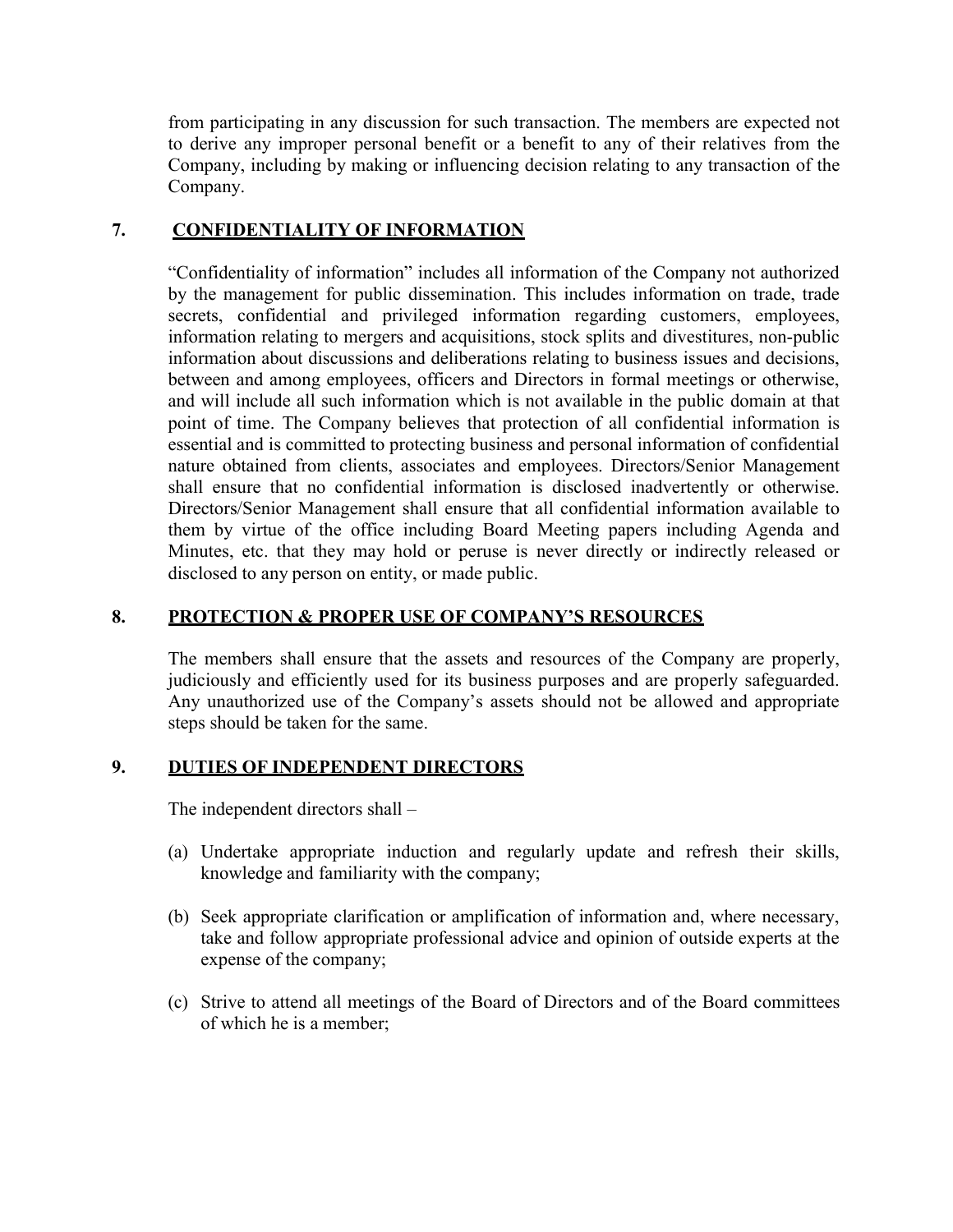from participating in any discussion for such transaction. The members are expected not to derive any improper personal benefit or a benefit to any of their relatives from the Company, including by making or influencing decision relating to any transaction of the Company.

## 7. CONFIDENTIALITY OF INFORMATION

"Confidentiality of information" includes all information of the Company not authorized by the management for public dissemination. This includes information on trade, trade secrets, confidential and privileged information regarding customers, employees, information relating to mergers and acquisitions, stock splits and divestitures, non-public information about discussions and deliberations relating to business issues and decisions, between and among employees, officers and Directors in formal meetings or otherwise, and will include all such information which is not available in the public domain at that point of time. The Company believes that protection of all confidential information is essential and is committed to protecting business and personal information of confidential nature obtained from clients, associates and employees. Directors/Senior Management shall ensure that no confidential information is disclosed inadvertently or otherwise. Directors/Senior Management shall ensure that all confidential information available to them by virtue of the office including Board Meeting papers including Agenda and Minutes, etc. that they may hold or peruse is never directly or indirectly released or disclosed to any person on entity, or made public.

## 8. PROTECTION & PROPER USE OF COMPANY'S RESOURCES

The members shall ensure that the assets and resources of the Company are properly, judiciously and efficiently used for its business purposes and are properly safeguarded. Any unauthorized use of the Company's assets should not be allowed and appropriate steps should be taken for the same.

## 9. DUTIES OF INDEPENDENT DIRECTORS

The independent directors shall –

(a) Undertake appropriate induction and regularly update and refresh their skills, knowledge and familiarity with the company;

(b) Seek appropriate clarification or amplification of information and, where necessary, take and follow appropriate professional advice and opinion of outside experts at the expense of the company;

(c) Strive to attend all meetings of the Board of Directors and of the Board committees of which he is a member;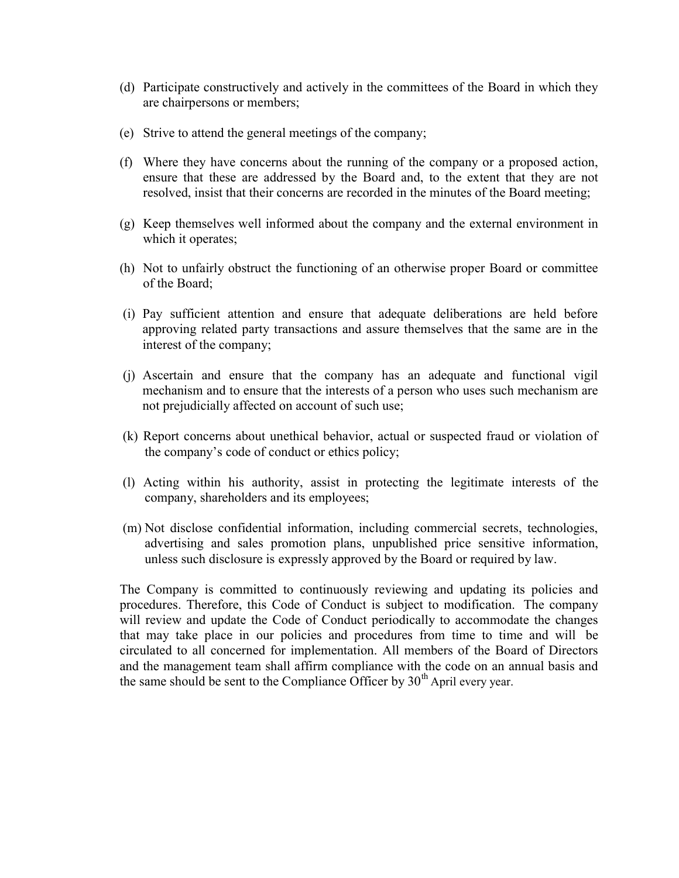(d) Participate constructively and actively in the committees of the Board in which they are chairpersons or members;

(e) Strive to attend the general meetings of the company;

(f) Where they have concerns about the running of the company or a proposed action, ensure that these are addressed by the Board and, to the extent that they are not resolved, insist that their concerns are recorded in the minutes of the Board meeting;

(g) Keep themselves well informed about the company and the external environment in which it operates;

(h) Not to unfairly obstruct the functioning of an otherwise proper Board or committee of the Board;

(i) Pay sufficient attention and ensure that adequate deliberations are held before approving related party transactions and assure themselves that the same are in the interest of the company;

(j) Ascertain and ensure that the company has an adequate and functional vigil mechanism and to ensure that the interests of a person who uses such mechanism are not prejudicially affected on account of such use;

(k) Report concerns about unethical behavior, actual or suspected fraud or violation of the company's code of conduct or ethics policy;

(l) Acting within his authority, assist in protecting the legitimate interests of the company, shareholders and its employees;

(m) Not disclose confidential information, including commercial secrets, technologies, advertising and sales promotion plans, unpublished price sensitive information, unless such disclosure is expressly approved by the Board or required by law.

The Company is committed to continuously reviewing and updating its policies and procedures. Therefore, this Code of Conduct is subject to modification. The company will review and update the Code of Conduct periodically to accommodate the changes that may take place in our policies and procedures from time to time and will be circulated to all concerned for implementation. All members of the Board of Directors and the management team shall affirm compliance with the code on an annual basis and the same should be sent to the Compliance Officer by 30th April every year.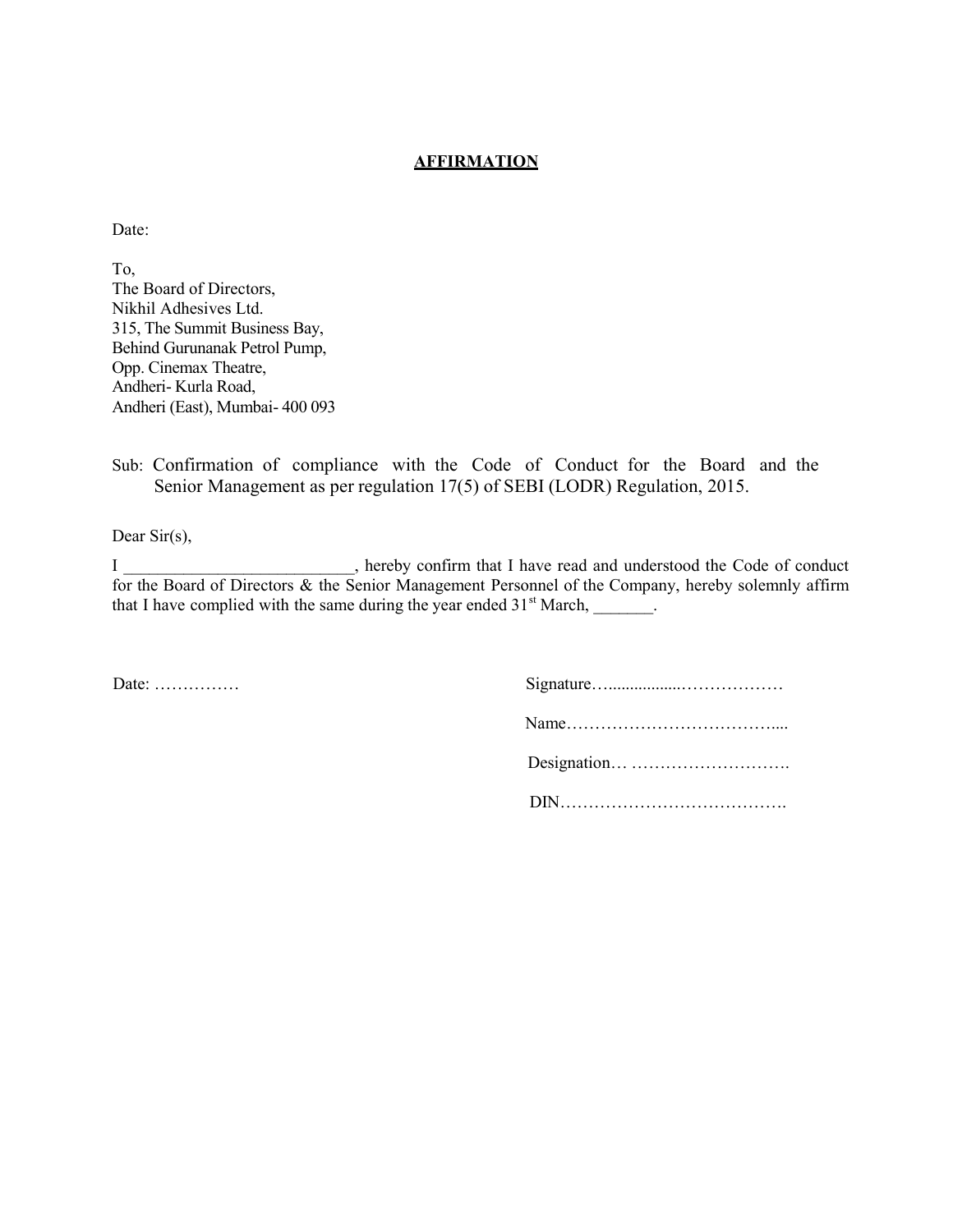**AFFIRMATION**

Date:

To,
The Board of Directors,
Nikhil Adhesives Ltd.
315, The Summit Business Bay,
Behind Gurunanak Petrol Pump,
Opp. Cinemax Theatre,
Andheri- Kurla Road,
Andheri (East), Mumbai- 400 093

Sub: Confirmation of compliance with the Code of Conduct for the Board and the Senior Management as per regulation 17(5) of SEBI (LODR) Regulation, 2015.

Dear Sir(s),

I __________________________, hereby confirm that I have read and understood the Code of conduct for the Board of Directors & the Senior Management Personnel of the Company, hereby solemnly affirm that I have complied with the same during the year ended 31st March, _______.

Date: ……………

Signature…...................………………

Name…………………………………....

Designation… ……………………….

DIN………………………………….